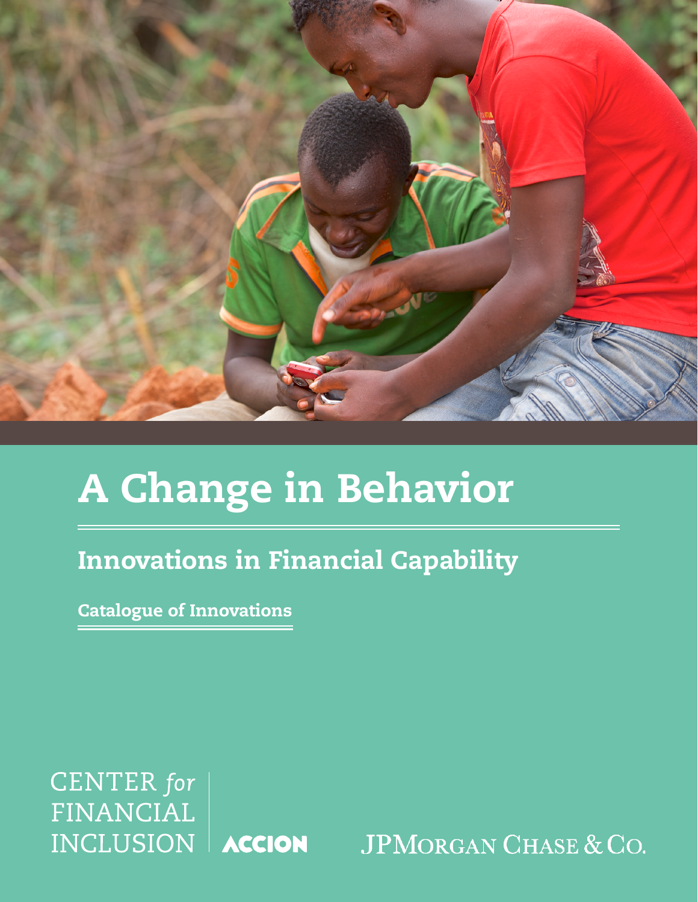# A Change in Behavior

## Innovations in Financial Capability

### Catalogue of Innovations

CENTER *for* FINANCIAL INCLUSION | ACCION

JPMORGAN CHASE & CO.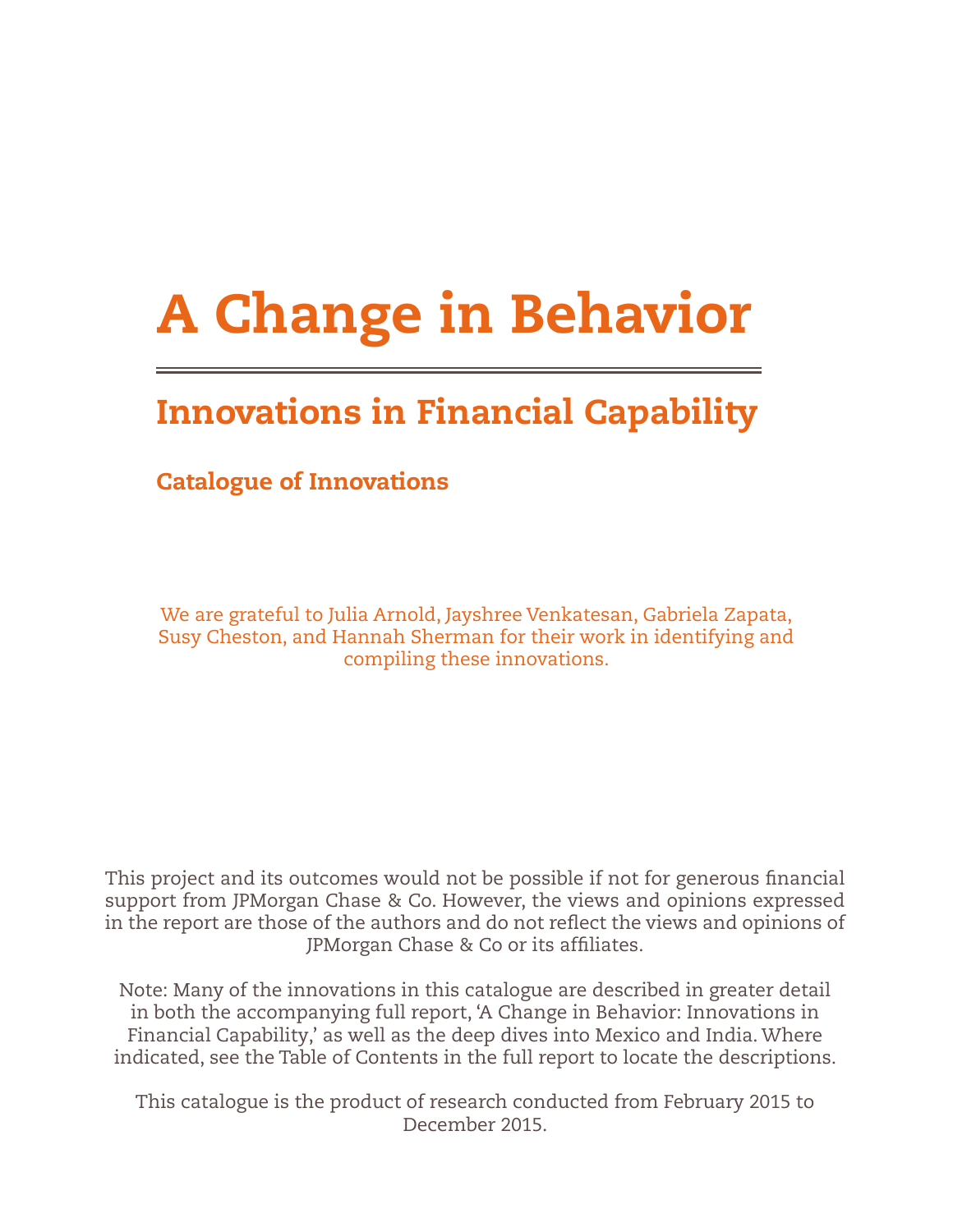# A Change in Behavior

## Innovations in Financial Capability

### Catalogue of Innovations

We are grateful to Julia Arnold, Jayshree Venkatesan, Gabriela Zapata, Susy Cheston, and Hannah Sherman for their work in identifying and compiling these innovations.

This project and its outcomes would not be possible if not for generous financial support from JPMorgan Chase & Co. However, the views and opinions expressed in the report are those of the authors and do not reflect the views and opinions of JPMorgan Chase & Co or its affiliates.

Note: Many of the innovations in this catalogue are described in greater detail in both the accompanying full report, 'A Change in Behavior: Innovations in Financial Capability,' as well as the deep dives into Mexico and India. Where indicated, see the Table of Contents in the full report to locate the descriptions.

This catalogue is the product of research conducted from February 2015 to December 2015.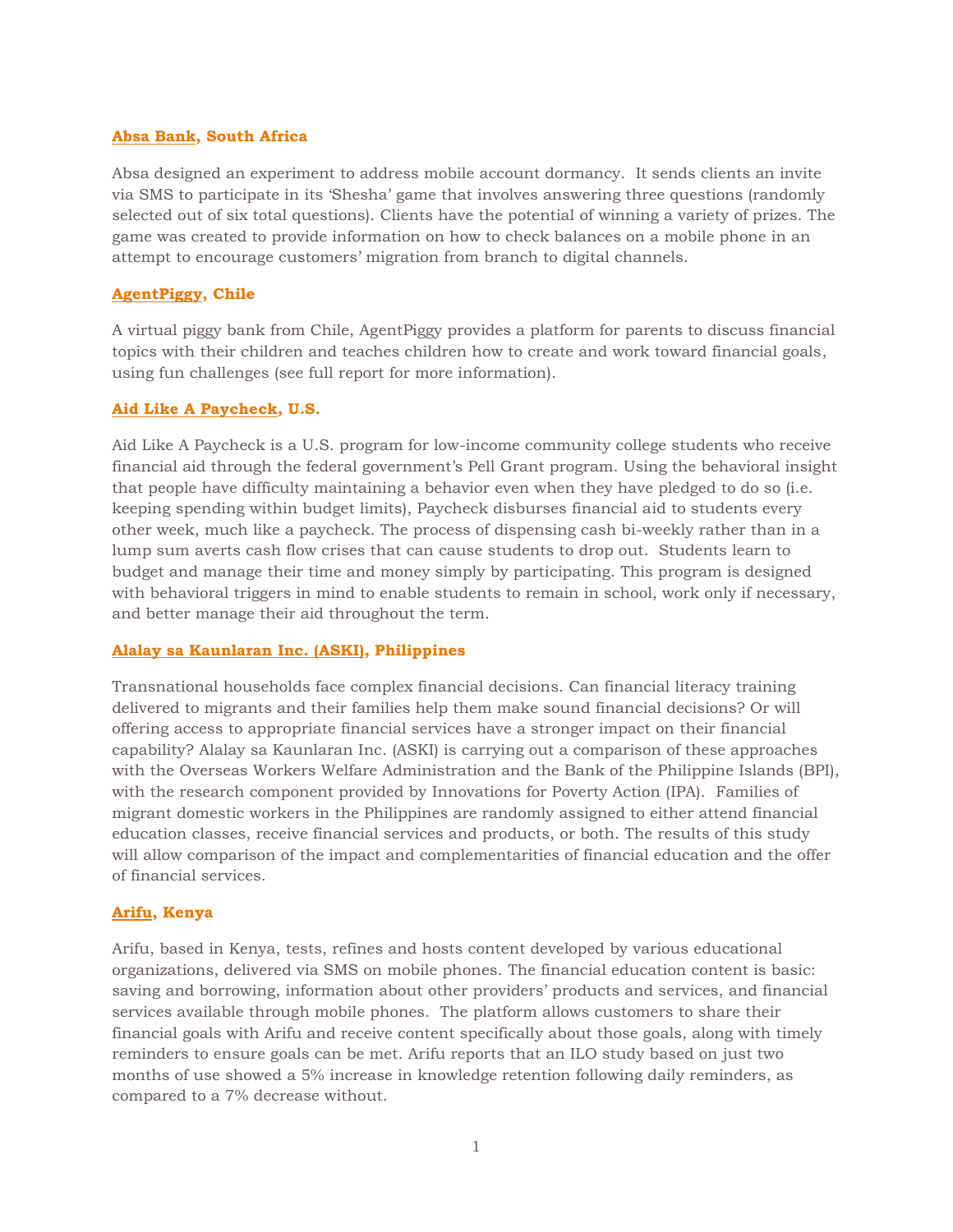### [Absa Bank](), South Africa

Absa designed an experiment to address mobile account dormancy. It sends clients an invite via SMS to participate in its 'Shesha' game that involves answering three questions (randomly selected out of six total questions). Clients have the potential of winning a variety of prizes. The game was created to provide information on how to check balances on a mobile phone in an attempt to encourage customers' migration from branch to digital channels.

### [AgentPiggy](), Chile

A virtual piggy bank from Chile, AgentPiggy provides a platform for parents to discuss financial topics with their children and teaches children how to create and work toward financial goals, using fun challenges (see full report for more information).

### [Aid Like A Paycheck](), U.S.

Aid Like A Paycheck is a U.S. program for low-income community college students who receive financial aid through the federal government's Pell Grant program. Using the behavioral insight that people have difficulty maintaining a behavior even when they have pledged to do so (i.e. keeping spending within budget limits), Paycheck disburses financial aid to students every other week, much like a paycheck. The process of dispensing cash bi-weekly rather than in a lump sum averts cash flow crises that can cause students to drop out. Students learn to budget and manage their time and money simply by participating. This program is designed with behavioral triggers in mind to enable students to remain in school, work only if necessary, and better manage their aid throughout the term.

### [Alalay sa Kaunlaran Inc. (ASKI)](), Philippines

Transnational households face complex financial decisions. Can financial literacy training delivered to migrants and their families help them make sound financial decisions? Or will offering access to appropriate financial services have a stronger impact on their financial capability? Alalay sa Kaunlaran Inc. (ASKI) is carrying out a comparison of these approaches with the Overseas Workers Welfare Administration and the Bank of the Philippine Islands (BPI), with the research component provided by Innovations for Poverty Action (IPA). Families of migrant domestic workers in the Philippines are randomly assigned to either attend financial education classes, receive financial services and products, or both. The results of this study will allow comparison of the impact and complementarities of financial education and the offer of financial services.

### [Arifu](), Kenya

Arifu, based in Kenya, tests, refines and hosts content developed by various educational organizations, delivered via SMS on mobile phones. The financial education content is basic: saving and borrowing, information about other providers' products and services, and financial services available through mobile phones. The platform allows customers to share their financial goals with Arifu and receive content specifically about those goals, along with timely reminders to ensure goals can be met. Arifu reports that an ILO study based on just two months of use showed a 5% increase in knowledge retention following daily reminders, as compared to a 7% decrease without.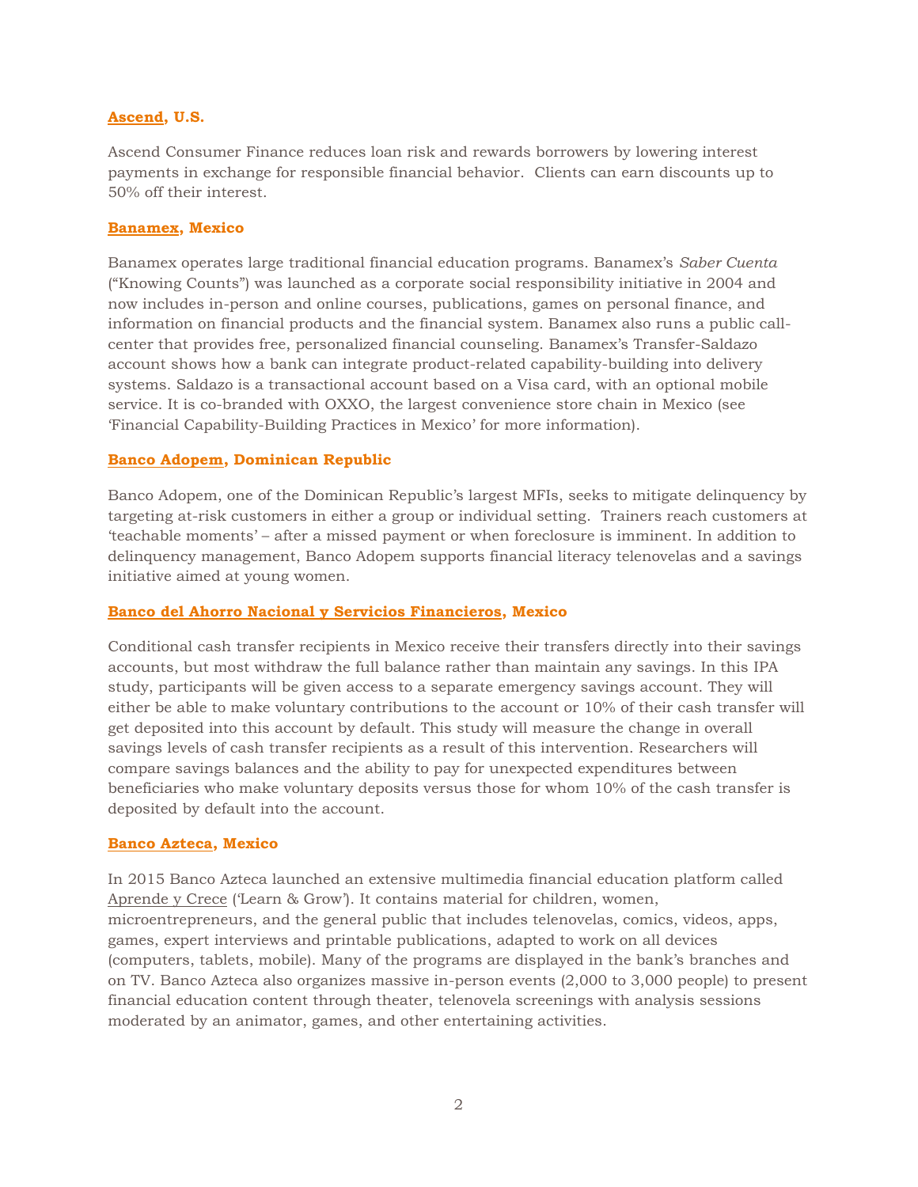**Ascend, U.S.**

Ascend Consumer Finance reduces loan risk and rewards borrowers by lowering interest payments in exchange for responsible financial behavior. Clients can earn discounts up to 50% off their interest.

**Banamex, Mexico**

Banamex operates large traditional financial education programs. Banamex's *Saber Cuenta* ("Knowing Counts") was launched as a corporate social responsibility initiative in 2004 and now includes in-person and online courses, publications, games on personal finance, and information on financial products and the financial system. Banamex also runs a public call-center that provides free, personalized financial counseling. Banamex's Transfer-Saldazo account shows how a bank can integrate product-related capability-building into delivery systems. Saldazo is a transactional account based on a Visa card, with an optional mobile service. It is co-branded with OXXO, the largest convenience store chain in Mexico (see 'Financial Capability-Building Practices in Mexico' for more information).

**Banco Adopem, Dominican Republic**

Banco Adopem, one of the Dominican Republic's largest MFIs, seeks to mitigate delinquency by targeting at-risk customers in either a group or individual setting. Trainers reach customers at 'teachable moments' – after a missed payment or when foreclosure is imminent. In addition to delinquency management, Banco Adopem supports financial literacy telenovelas and a savings initiative aimed at young women.

**Banco del Ahorro Nacional y Servicios Financieros, Mexico**

Conditional cash transfer recipients in Mexico receive their transfers directly into their savings accounts, but most withdraw the full balance rather than maintain any savings. In this IPA study, participants will be given access to a separate emergency savings account. They will either be able to make voluntary contributions to the account or 10% of their cash transfer will get deposited into this account by default. This study will measure the change in overall savings levels of cash transfer recipients as a result of this intervention. Researchers will compare savings balances and the ability to pay for unexpected expenditures between beneficiaries who make voluntary deposits versus those for whom 10% of the cash transfer is deposited by default into the account.

**Banco Azteca, Mexico**

In 2015 Banco Azteca launched an extensive multimedia financial education platform called Aprende y Crece ('Learn & Grow'). It contains material for children, women, microentrepreneurs, and the general public that includes telenovelas, comics, videos, apps, games, expert interviews and printable publications, adapted to work on all devices (computers, tablets, mobile). Many of the programs are displayed in the bank's branches and on TV. Banco Azteca also organizes massive in-person events (2,000 to 3,000 people) to present financial education content through theater, telenovela screenings with analysis sessions moderated by an animator, games, and other entertaining activities.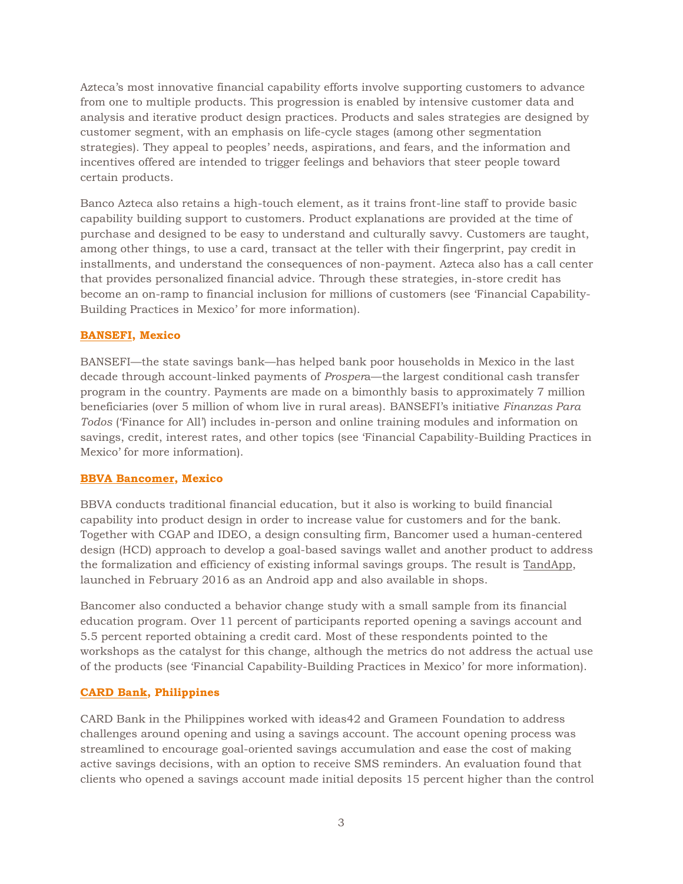Azteca's most innovative financial capability efforts involve supporting customers to advance from one to multiple products. This progression is enabled by intensive customer data and analysis and iterative product design practices. Products and sales strategies are designed by customer segment, with an emphasis on life-cycle stages (among other segmentation strategies). They appeal to peoples' needs, aspirations, and fears, and the information and incentives offered are intended to trigger feelings and behaviors that steer people toward certain products.

Banco Azteca also retains a high-touch element, as it trains front-line staff to provide basic capability building support to customers. Product explanations are provided at the time of purchase and designed to be easy to understand and culturally savvy. Customers are taught, among other things, to use a card, transact at the teller with their fingerprint, pay credit in installments, and understand the consequences of non-payment. Azteca also has a call center that provides personalized financial advice. Through these strategies, in-store credit has become an on-ramp to financial inclusion for millions of customers (see 'Financial Capability-Building Practices in Mexico' for more information).

**BANSEFI, Mexico**

BANSEFI—the state savings bank—has helped bank poor households in Mexico in the last decade through account-linked payments of *Prospera*—the largest conditional cash transfer program in the country. Payments are made on a bimonthly basis to approximately 7 million beneficiaries (over 5 million of whom live in rural areas). BANSEFI's initiative *Finanzas Para Todos* ('Finance for All') includes in-person and online training modules and information on savings, credit, interest rates, and other topics (see 'Financial Capability-Building Practices in Mexico' for more information).

**BBVA Bancomer, Mexico**

BBVA conducts traditional financial education, but it also is working to build financial capability into product design in order to increase value for customers and for the bank. Together with CGAP and IDEO, a design consulting firm, Bancomer used a human-centered design (HCD) approach to develop a goal-based savings wallet and another product to address the formalization and efficiency of existing informal savings groups. The result is TandApp, launched in February 2016 as an Android app and also available in shops.

Bancomer also conducted a behavior change study with a small sample from its financial education program. Over 11 percent of participants reported opening a savings account and 5.5 percent reported obtaining a credit card. Most of these respondents pointed to the workshops as the catalyst for this change, although the metrics do not address the actual use of the products (see 'Financial Capability-Building Practices in Mexico' for more information).

**CARD Bank, Philippines**

CARD Bank in the Philippines worked with ideas42 and Grameen Foundation to address challenges around opening and using a savings account. The account opening process was streamlined to encourage goal-oriented savings accumulation and ease the cost of making active savings decisions, with an option to receive SMS reminders. An evaluation found that clients who opened a savings account made initial deposits 15 percent higher than the control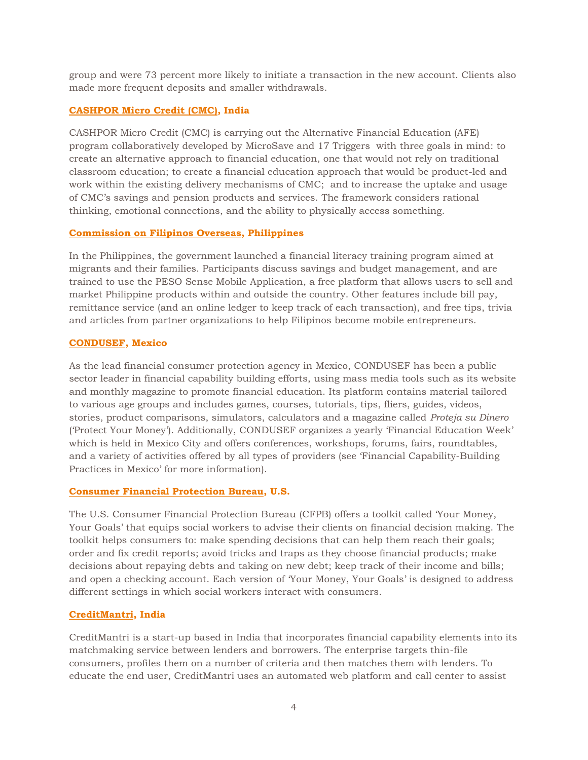group and were 73 percent more likely to initiate a transaction in the new account. Clients also made more frequent deposits and smaller withdrawals.

### CASHPOR Micro Credit (CMC), India

CASHPOR Micro Credit (CMC) is carrying out the Alternative Financial Education (AFE) program collaboratively developed by MicroSave and 17 Triggers with three goals in mind: to create an alternative approach to financial education, one that would not rely on traditional classroom education; to create a financial education approach that would be product-led and work within the existing delivery mechanisms of CMC; and to increase the uptake and usage of CMC's savings and pension products and services. The framework considers rational thinking, emotional connections, and the ability to physically access something.

### Commission on Filipinos Overseas, Philippines

In the Philippines, the government launched a financial literacy training program aimed at migrants and their families. Participants discuss savings and budget management, and are trained to use the PESO Sense Mobile Application, a free platform that allows users to sell and market Philippine products within and outside the country. Other features include bill pay, remittance service (and an online ledger to keep track of each transaction), and free tips, trivia and articles from partner organizations to help Filipinos become mobile entrepreneurs.

### CONDUSEF, Mexico

As the lead financial consumer protection agency in Mexico, CONDUSEF has been a public sector leader in financial capability building efforts, using mass media tools such as its website and monthly magazine to promote financial education. Its platform contains material tailored to various age groups and includes games, courses, tutorials, tips, fliers, guides, videos, stories, product comparisons, simulators, calculators and a magazine called *Proteja su Dinero* ('Protect Your Money'). Additionally, CONDUSEF organizes a yearly 'Financial Education Week' which is held in Mexico City and offers conferences, workshops, forums, fairs, roundtables, and a variety of activities offered by all types of providers (see 'Financial Capability-Building Practices in Mexico' for more information).

### Consumer Financial Protection Bureau, U.S.

The U.S. Consumer Financial Protection Bureau (CFPB) offers a toolkit called 'Your Money, Your Goals' that equips social workers to advise their clients on financial decision making. The toolkit helps consumers to: make spending decisions that can help them reach their goals; order and fix credit reports; avoid tricks and traps as they choose financial products; make decisions about repaying debts and taking on new debt; keep track of their income and bills; and open a checking account. Each version of 'Your Money, Your Goals' is designed to address different settings in which social workers interact with consumers.

### CreditMantri, India

CreditMantri is a start-up based in India that incorporates financial capability elements into its matchmaking service between lenders and borrowers. The enterprise targets thin-file consumers, profiles them on a number of criteria and then matches them with lenders. To educate the end user, CreditMantri uses an automated web platform and call center to assist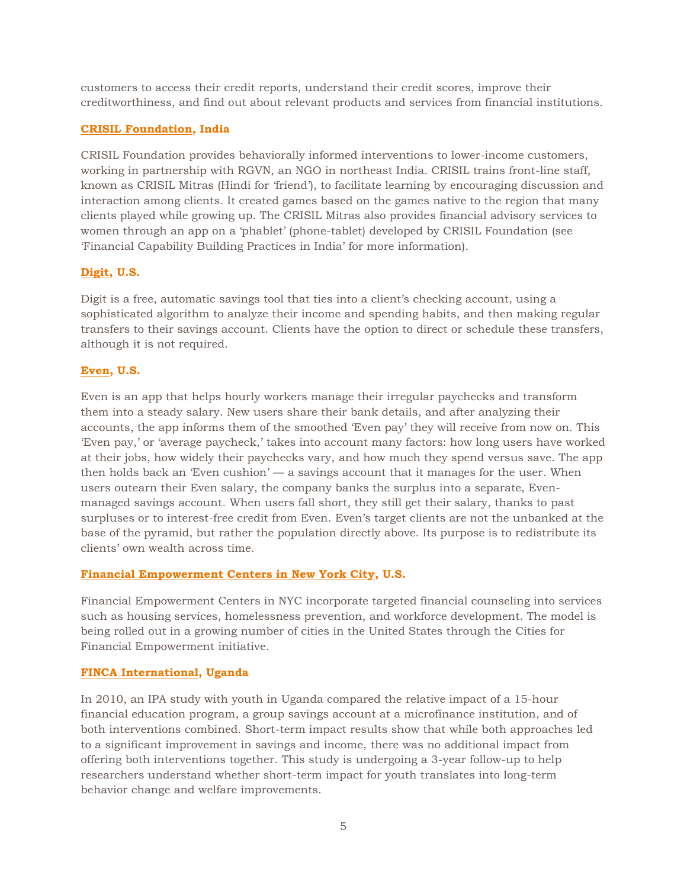customers to access their credit reports, understand their credit scores, improve their creditworthiness, and find out about relevant products and services from financial institutions.

**CRISIL Foundation, India**

CRISIL Foundation provides behaviorally informed interventions to lower-income customers, working in partnership with RGVN, an NGO in northeast India. CRISIL trains front-line staff, known as CRISIL Mitras (Hindi for 'friend'), to facilitate learning by encouraging discussion and interaction among clients. It created games based on the games native to the region that many clients played while growing up. The CRISIL Mitras also provides financial advisory services to women through an app on a 'phablet' (phone-tablet) developed by CRISIL Foundation (see 'Financial Capability Building Practices in India' for more information).

**Digit, U.S.**

Digit is a free, automatic savings tool that ties into a client's checking account, using a sophisticated algorithm to analyze their income and spending habits, and then making regular transfers to their savings account. Clients have the option to direct or schedule these transfers, although it is not required.

**Even, U.S.**

Even is an app that helps hourly workers manage their irregular paychecks and transform them into a steady salary. New users share their bank details, and after analyzing their accounts, the app informs them of the smoothed 'Even pay' they will receive from now on. This 'Even pay,' or 'average paycheck,' takes into account many factors: how long users have worked at their jobs, how widely their paychecks vary, and how much they spend versus save. The app then holds back an 'Even cushion' — a savings account that it manages for the user. When users outearn their Even salary, the company banks the surplus into a separate, Even-managed savings account. When users fall short, they still get their salary, thanks to past surpluses or to interest-free credit from Even. Even's target clients are not the unbanked at the base of the pyramid, but rather the population directly above. Its purpose is to redistribute its clients' own wealth across time.

**Financial Empowerment Centers in New York City, U.S.**

Financial Empowerment Centers in NYC incorporate targeted financial counseling into services such as housing services, homelessness prevention, and workforce development. The model is being rolled out in a growing number of cities in the United States through the Cities for Financial Empowerment initiative.

**FINCA International, Uganda**

In 2010, an IPA study with youth in Uganda compared the relative impact of a 15-hour financial education program, a group savings account at a microfinance institution, and of both interventions combined. Short-term impact results show that while both approaches led to a significant improvement in savings and income, there was no additional impact from offering both interventions together. This study is undergoing a 3-year follow-up to help researchers understand whether short-term impact for youth translates into long-term behavior change and welfare improvements.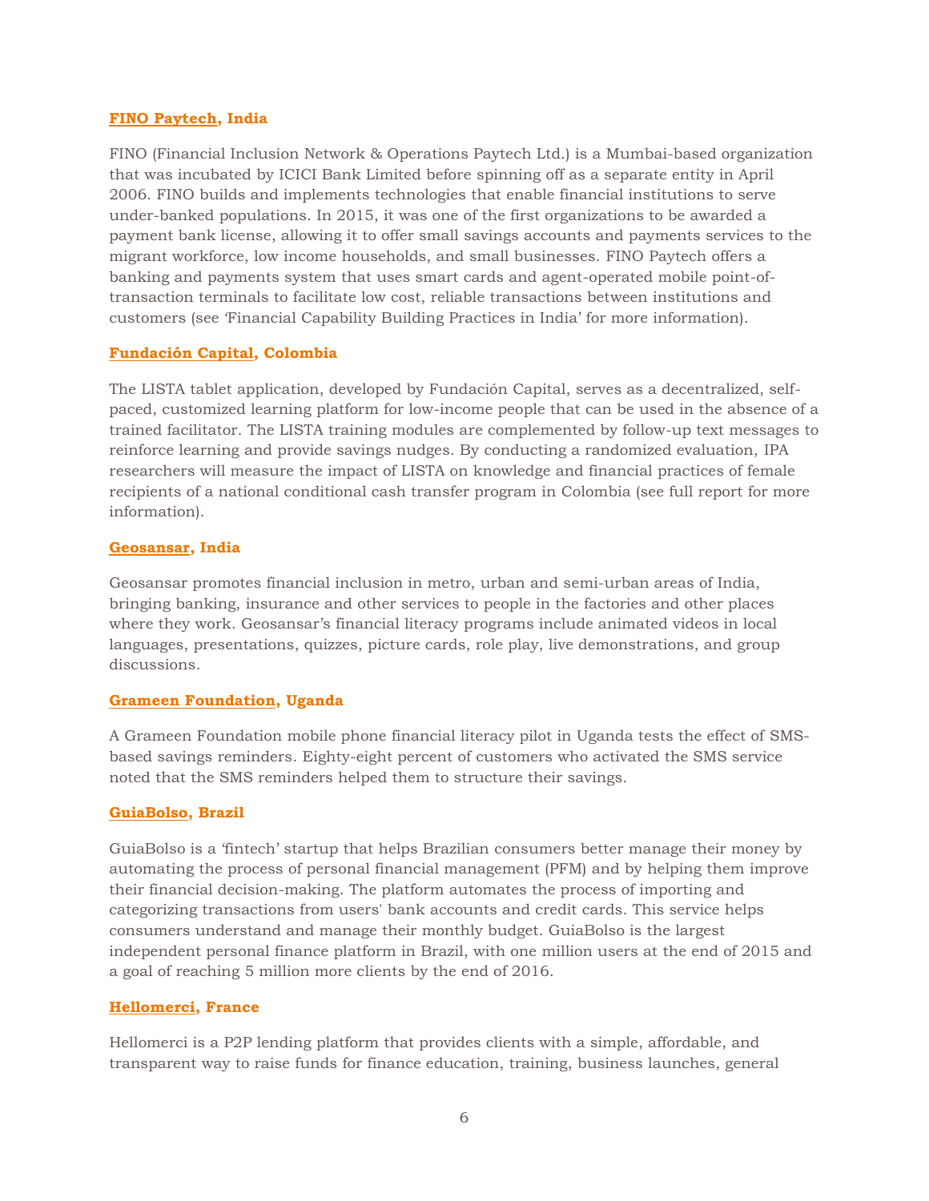**FINO Paytech, India**

FINO (Financial Inclusion Network & Operations Paytech Ltd.) is a Mumbai-based organization that was incubated by ICICI Bank Limited before spinning off as a separate entity in April 2006. FINO builds and implements technologies that enable financial institutions to serve under-banked populations. In 2015, it was one of the first organizations to be awarded a payment bank license, allowing it to offer small savings accounts and payments services to the migrant workforce, low income households, and small businesses. FINO Paytech offers a banking and payments system that uses smart cards and agent-operated mobile point-of-transaction terminals to facilitate low cost, reliable transactions between institutions and customers (see 'Financial Capability Building Practices in India' for more information).

**Fundación Capital, Colombia**

The LISTA tablet application, developed by Fundación Capital, serves as a decentralized, self-paced, customized learning platform for low-income people that can be used in the absence of a trained facilitator. The LISTA training modules are complemented by follow-up text messages to reinforce learning and provide savings nudges. By conducting a randomized evaluation, IPA researchers will measure the impact of LISTA on knowledge and financial practices of female recipients of a national conditional cash transfer program in Colombia (see full report for more information).

**Geosansar, India**

Geosansar promotes financial inclusion in metro, urban and semi-urban areas of India, bringing banking, insurance and other services to people in the factories and other places where they work. Geosansar's financial literacy programs include animated videos in local languages, presentations, quizzes, picture cards, role play, live demonstrations, and group discussions.

**Grameen Foundation, Uganda**

A Grameen Foundation mobile phone financial literacy pilot in Uganda tests the effect of SMS-based savings reminders. Eighty-eight percent of customers who activated the SMS service noted that the SMS reminders helped them to structure their savings.

**GuiaBolso, Brazil**

GuiaBolso is a 'fintech' startup that helps Brazilian consumers better manage their money by automating the process of personal financial management (PFM) and by helping them improve their financial decision-making. The platform automates the process of importing and categorizing transactions from users' bank accounts and credit cards. This service helps consumers understand and manage their monthly budget. GuiaBolso is the largest independent personal finance platform in Brazil, with one million users at the end of 2015 and a goal of reaching 5 million more clients by the end of 2016.

**Hellomerci, France**

Hellomerci is a P2P lending platform that provides clients with a simple, affordable, and transparent way to raise funds for finance education, training, business launches, general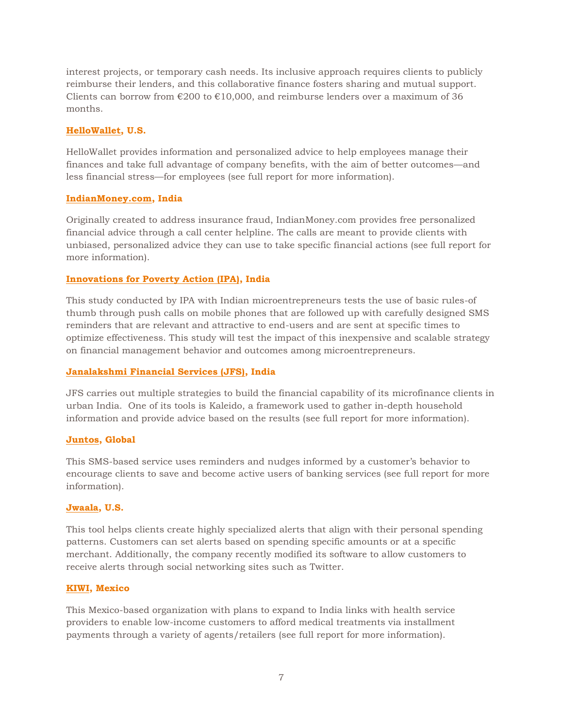interest projects, or temporary cash needs. Its inclusive approach requires clients to publicly reimburse their lenders, and this collaborative finance fosters sharing and mutual support. Clients can borrow from €200 to €10,000, and reimburse lenders over a maximum of 36 months.

**HelloWallet, U.S.**

HelloWallet provides information and personalized advice to help employees manage their finances and take full advantage of company benefits, with the aim of better outcomes—and less financial stress—for employees (see full report for more information).

**IndianMoney.com, India**

Originally created to address insurance fraud, IndianMoney.com provides free personalized financial advice through a call center helpline. The calls are meant to provide clients with unbiased, personalized advice they can use to take specific financial actions (see full report for more information).

**Innovations for Poverty Action (IPA), India**

This study conducted by IPA with Indian microentrepreneurs tests the use of basic rules-of thumb through push calls on mobile phones that are followed up with carefully designed SMS reminders that are relevant and attractive to end-users and are sent at specific times to optimize effectiveness. This study will test the impact of this inexpensive and scalable strategy on financial management behavior and outcomes among microentrepreneurs.

**Janalakshmi Financial Services (JFS), India**

JFS carries out multiple strategies to build the financial capability of its microfinance clients in urban India. One of its tools is Kaleido, a framework used to gather in-depth household information and provide advice based on the results (see full report for more information).

**Juntos, Global**

This SMS-based service uses reminders and nudges informed by a customer's behavior to encourage clients to save and become active users of banking services (see full report for more information).

**Jwaala, U.S.**

This tool helps clients create highly specialized alerts that align with their personal spending patterns. Customers can set alerts based on spending specific amounts or at a specific merchant. Additionally, the company recently modified its software to allow customers to receive alerts through social networking sites such as Twitter.

**KIWI, Mexico**

This Mexico-based organization with plans to expand to India links with health service providers to enable low-income customers to afford medical treatments via installment payments through a variety of agents/retailers (see full report for more information).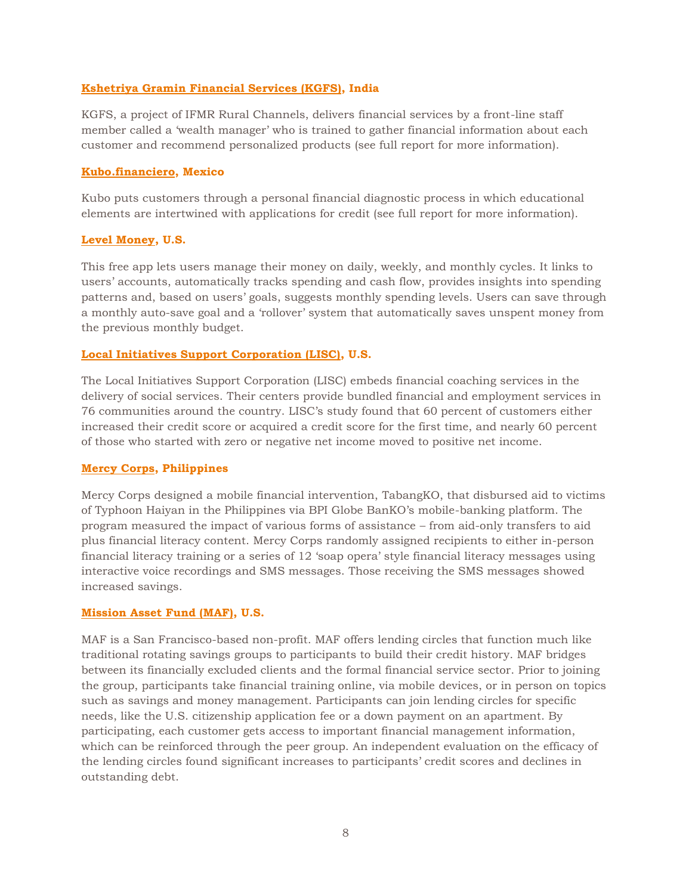**Kshetriya Gramin Financial Services (KGFS), India**

KGFS, a project of IFMR Rural Channels, delivers financial services by a front-line staff member called a 'wealth manager' who is trained to gather financial information about each customer and recommend personalized products (see full report for more information).

**Kubo.financiero, Mexico**

Kubo puts customers through a personal financial diagnostic process in which educational elements are intertwined with applications for credit (see full report for more information).

**Level Money, U.S.**

This free app lets users manage their money on daily, weekly, and monthly cycles. It links to users' accounts, automatically tracks spending and cash flow, provides insights into spending patterns and, based on users' goals, suggests monthly spending levels. Users can save through a monthly auto-save goal and a 'rollover' system that automatically saves unspent money from the previous monthly budget.

**Local Initiatives Support Corporation (LISC), U.S.**

The Local Initiatives Support Corporation (LISC) embeds financial coaching services in the delivery of social services. Their centers provide bundled financial and employment services in 76 communities around the country. LISC's study found that 60 percent of customers either increased their credit score or acquired a credit score for the first time, and nearly 60 percent of those who started with zero or negative net income moved to positive net income.

**Mercy Corps, Philippines**

Mercy Corps designed a mobile financial intervention, TabangKO, that disbursed aid to victims of Typhoon Haiyan in the Philippines via BPI Globe BanKO's mobile-banking platform. The program measured the impact of various forms of assistance – from aid-only transfers to aid plus financial literacy content. Mercy Corps randomly assigned recipients to either in-person financial literacy training or a series of 12 'soap opera' style financial literacy messages using interactive voice recordings and SMS messages. Those receiving the SMS messages showed increased savings.

**Mission Asset Fund (MAF), U.S.**

MAF is a San Francisco-based non-profit. MAF offers lending circles that function much like traditional rotating savings groups to participants to build their credit history. MAF bridges between its financially excluded clients and the formal financial service sector. Prior to joining the group, participants take financial training online, via mobile devices, or in person on topics such as savings and money management. Participants can join lending circles for specific needs, like the U.S. citizenship application fee or a down payment on an apartment. By participating, each customer gets access to important financial management information, which can be reinforced through the peer group. An independent evaluation on the efficacy of the lending circles found significant increases to participants' credit scores and declines in outstanding debt.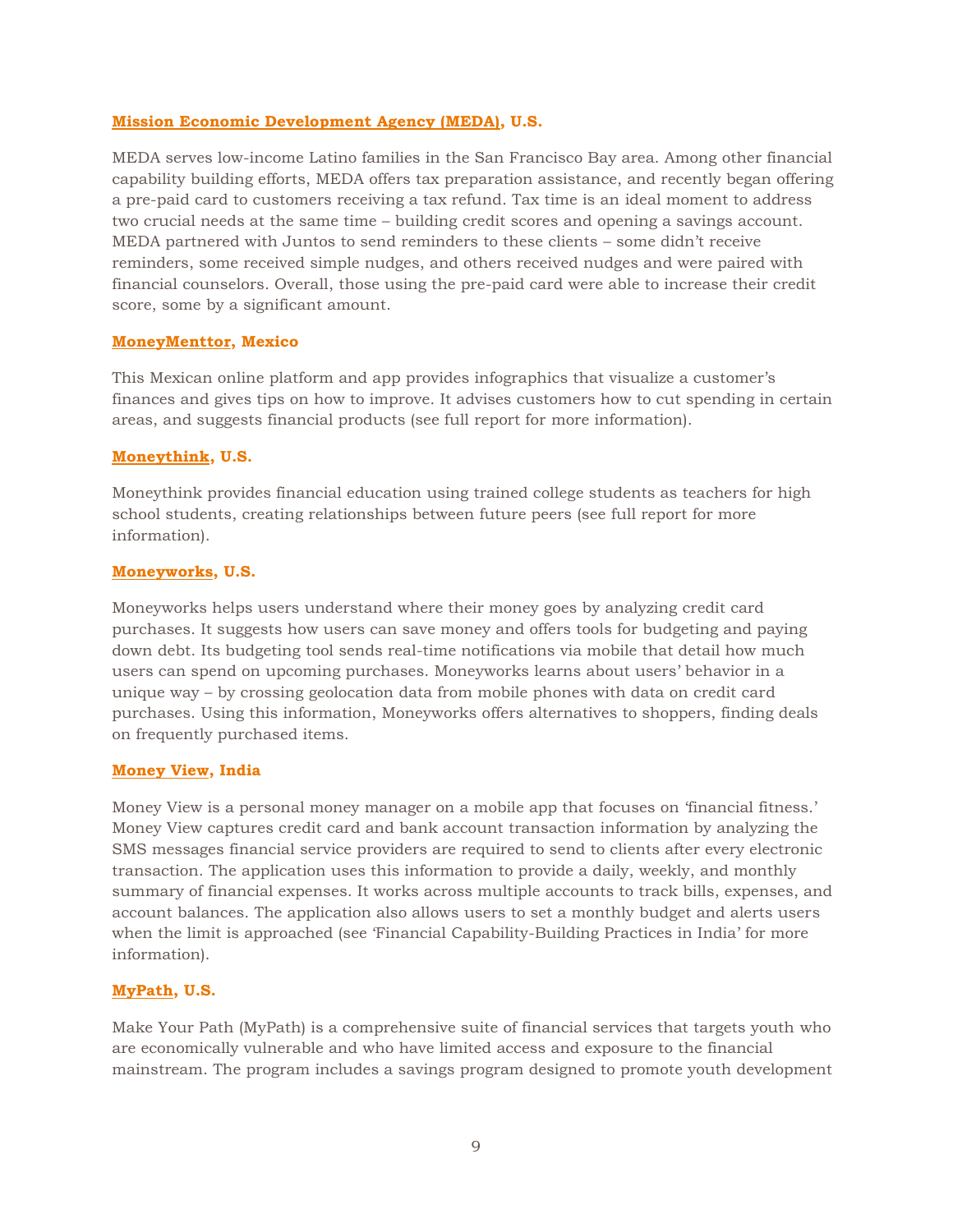### Mission Economic Development Agency (MEDA), U.S.

MEDA serves low-income Latino families in the San Francisco Bay area. Among other financial capability building efforts, MEDA offers tax preparation assistance, and recently began offering a pre-paid card to customers receiving a tax refund. Tax time is an ideal moment to address two crucial needs at the same time – building credit scores and opening a savings account. MEDA partnered with Juntos to send reminders to these clients – some didn't receive reminders, some received simple nudges, and others received nudges and were paired with financial counselors. Overall, those using the pre-paid card were able to increase their credit score, some by a significant amount.

### MoneyMenttor, Mexico

This Mexican online platform and app provides infographics that visualize a customer's finances and gives tips on how to improve. It advises customers how to cut spending in certain areas, and suggests financial products (see full report for more information).

### Moneythink, U.S.

Moneythink provides financial education using trained college students as teachers for high school students, creating relationships between future peers (see full report for more information).

### Moneyworks, U.S.

Moneyworks helps users understand where their money goes by analyzing credit card purchases. It suggests how users can save money and offers tools for budgeting and paying down debt. Its budgeting tool sends real-time notifications via mobile that detail how much users can spend on upcoming purchases. Moneyworks learns about users' behavior in a unique way – by crossing geolocation data from mobile phones with data on credit card purchases. Using this information, Moneyworks offers alternatives to shoppers, finding deals on frequently purchased items.

### Money View, India

Money View is a personal money manager on a mobile app that focuses on 'financial fitness.' Money View captures credit card and bank account transaction information by analyzing the SMS messages financial service providers are required to send to clients after every electronic transaction. The application uses this information to provide a daily, weekly, and monthly summary of financial expenses. It works across multiple accounts to track bills, expenses, and account balances. The application also allows users to set a monthly budget and alerts users when the limit is approached (see 'Financial Capability-Building Practices in India' for more information).

### MyPath, U.S.

Make Your Path (MyPath) is a comprehensive suite of financial services that targets youth who are economically vulnerable and who have limited access and exposure to the financial mainstream. The program includes a savings program designed to promote youth development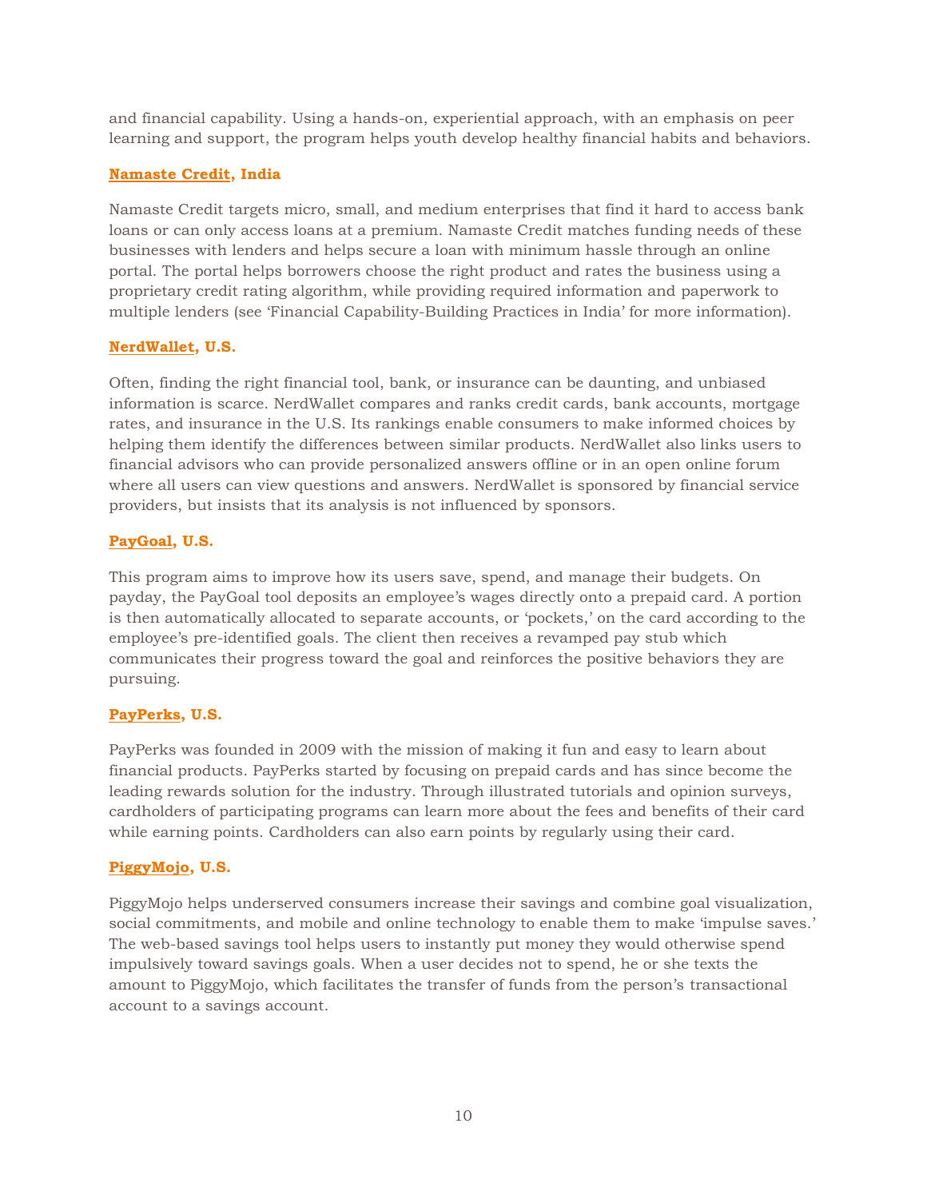and financial capability. Using a hands-on, experiential approach, with an emphasis on peer learning and support, the program helps youth develop healthy financial habits and behaviors.

**Namaste Credit, India**

Namaste Credit targets micro, small, and medium enterprises that find it hard to access bank loans or can only access loans at a premium. Namaste Credit matches funding needs of these businesses with lenders and helps secure a loan with minimum hassle through an online portal. The portal helps borrowers choose the right product and rates the business using a proprietary credit rating algorithm, while providing required information and paperwork to multiple lenders (see 'Financial Capability-Building Practices in India' for more information).

**NerdWallet, U.S.**

Often, finding the right financial tool, bank, or insurance can be daunting, and unbiased information is scarce. NerdWallet compares and ranks credit cards, bank accounts, mortgage rates, and insurance in the U.S. Its rankings enable consumers to make informed choices by helping them identify the differences between similar products. NerdWallet also links users to financial advisors who can provide personalized answers offline or in an open online forum where all users can view questions and answers. NerdWallet is sponsored by financial service providers, but insists that its analysis is not influenced by sponsors.

**PayGoal, U.S.**

This program aims to improve how its users save, spend, and manage their budgets. On payday, the PayGoal tool deposits an employee's wages directly onto a prepaid card. A portion is then automatically allocated to separate accounts, or 'pockets,' on the card according to the employee's pre-identified goals. The client then receives a revamped pay stub which communicates their progress toward the goal and reinforces the positive behaviors they are pursuing.

**PayPerks, U.S.**

PayPerks was founded in 2009 with the mission of making it fun and easy to learn about financial products. PayPerks started by focusing on prepaid cards and has since become the leading rewards solution for the industry. Through illustrated tutorials and opinion surveys, cardholders of participating programs can learn more about the fees and benefits of their card while earning points. Cardholders can also earn points by regularly using their card.

**PiggyMojo, U.S.**

PiggyMojo helps underserved consumers increase their savings and combine goal visualization, social commitments, and mobile and online technology to enable them to make 'impulse saves.' The web-based savings tool helps users to instantly put money they would otherwise spend impulsively toward savings goals. When a user decides not to spend, he or she texts the amount to PiggyMojo, which facilitates the transfer of funds from the person's transactional account to a savings account.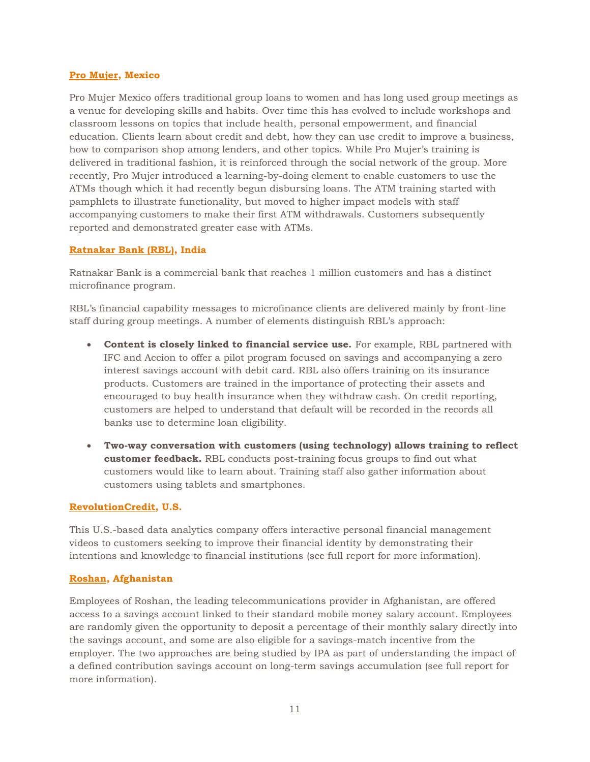### **Pro Mujer, Mexico**

Pro Mujer Mexico offers traditional group loans to women and has long used group meetings as a venue for developing skills and habits. Over time this has evolved to include workshops and classroom lessons on topics that include health, personal empowerment, and financial education. Clients learn about credit and debt, how they can use credit to improve a business, how to comparison shop among lenders, and other topics. While Pro Mujer's training is delivered in traditional fashion, it is reinforced through the social network of the group. More recently, Pro Mujer introduced a learning-by-doing element to enable customers to use the ATMs though which it had recently begun disbursing loans. The ATM training started with pamphlets to illustrate functionality, but moved to higher impact models with staff accompanying customers to make their first ATM withdrawals. Customers subsequently reported and demonstrated greater ease with ATMs.

### **Ratnakar Bank (RBL), India**

Ratnakar Bank is a commercial bank that reaches 1 million customers and has a distinct microfinance program.

RBL's financial capability messages to microfinance clients are delivered mainly by front-line staff during group meetings. A number of elements distinguish RBL's approach:

- **Content is closely linked to financial service use.** For example, RBL partnered with IFC and Accion to offer a pilot program focused on savings and accompanying a zero interest savings account with debit card. RBL also offers training on its insurance products. Customers are trained in the importance of protecting their assets and encouraged to buy health insurance when they withdraw cash. On credit reporting, customers are helped to understand that default will be recorded in the records all banks use to determine loan eligibility.
- **Two-way conversation with customers (using technology) allows training to reflect customer feedback.** RBL conducts post-training focus groups to find out what customers would like to learn about. Training staff also gather information about customers using tablets and smartphones.

### **RevolutionCredit, U.S.**

This U.S.-based data analytics company offers interactive personal financial management videos to customers seeking to improve their financial identity by demonstrating their intentions and knowledge to financial institutions (see full report for more information).

### **Roshan, Afghanistan**

Employees of Roshan, the leading telecommunications provider in Afghanistan, are offered access to a savings account linked to their standard mobile money salary account. Employees are randomly given the opportunity to deposit a percentage of their monthly salary directly into the savings account, and some are also eligible for a savings-match incentive from the employer. The two approaches are being studied by IPA as part of understanding the impact of a defined contribution savings account on long-term savings accumulation (see full report for more information).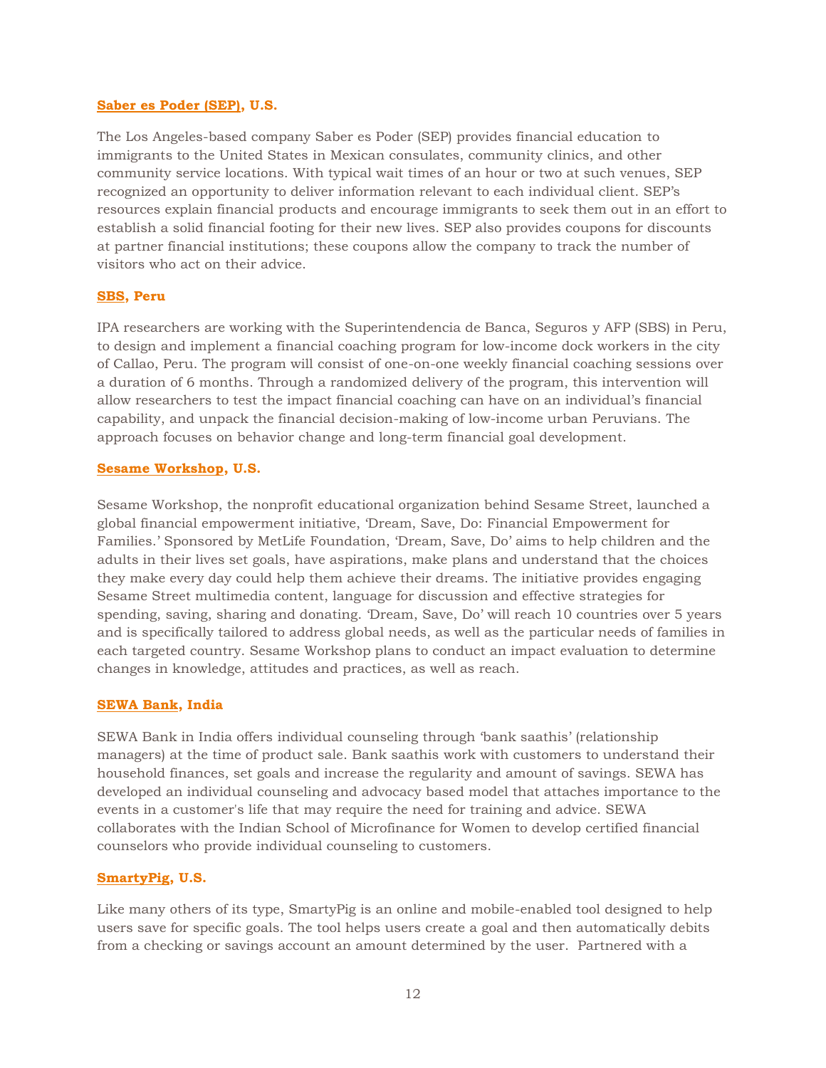**[Saber es Poder (SEP)](), U.S.**

The Los Angeles-based company Saber es Poder (SEP) provides financial education to immigrants to the United States in Mexican consulates, community clinics, and other community service locations. With typical wait times of an hour or two at such venues, SEP recognized an opportunity to deliver information relevant to each individual client. SEP's resources explain financial products and encourage immigrants to seek them out in an effort to establish a solid financial footing for their new lives. SEP also provides coupons for discounts at partner financial institutions; these coupons allow the company to track the number of visitors who act on their advice.

**SBS, Peru**

IPA researchers are working with the Superintendencia de Banca, Seguros y AFP (SBS) in Peru, to design and implement a financial coaching program for low-income dock workers in the city of Callao, Peru. The program will consist of one-on-one weekly financial coaching sessions over a duration of 6 months. Through a randomized delivery of the program, this intervention will allow researchers to test the impact financial coaching can have on an individual's financial capability, and unpack the financial decision-making of low-income urban Peruvians. The approach focuses on behavior change and long-term financial goal development.

**Sesame Workshop, U.S.**

Sesame Workshop, the nonprofit educational organization behind Sesame Street, launched a global financial empowerment initiative, 'Dream, Save, Do: Financial Empowerment for Families.' Sponsored by MetLife Foundation, 'Dream, Save, Do' aims to help children and the adults in their lives set goals, have aspirations, make plans and understand that the choices they make every day could help them achieve their dreams. The initiative provides engaging Sesame Street multimedia content, language for discussion and effective strategies for spending, saving, sharing and donating. 'Dream, Save, Do' will reach 10 countries over 5 years and is specifically tailored to address global needs, as well as the particular needs of families in each targeted country. Sesame Workshop plans to conduct an impact evaluation to determine changes in knowledge, attitudes and practices, as well as reach.

**SEWA Bank, India**

SEWA Bank in India offers individual counseling through 'bank saathis' (relationship managers) at the time of product sale. Bank saathis work with customers to understand their household finances, set goals and increase the regularity and amount of savings. SEWA has developed an individual counseling and advocacy based model that attaches importance to the events in a customer's life that may require the need for training and advice. SEWA collaborates with the Indian School of Microfinance for Women to develop certified financial counselors who provide individual counseling to customers.

**SmartyPig, U.S.**

Like many others of its type, SmartyPig is an online and mobile-enabled tool designed to help users save for specific goals. The tool helps users create a goal and then automatically debits from a checking or savings account an amount determined by the user. Partnered with a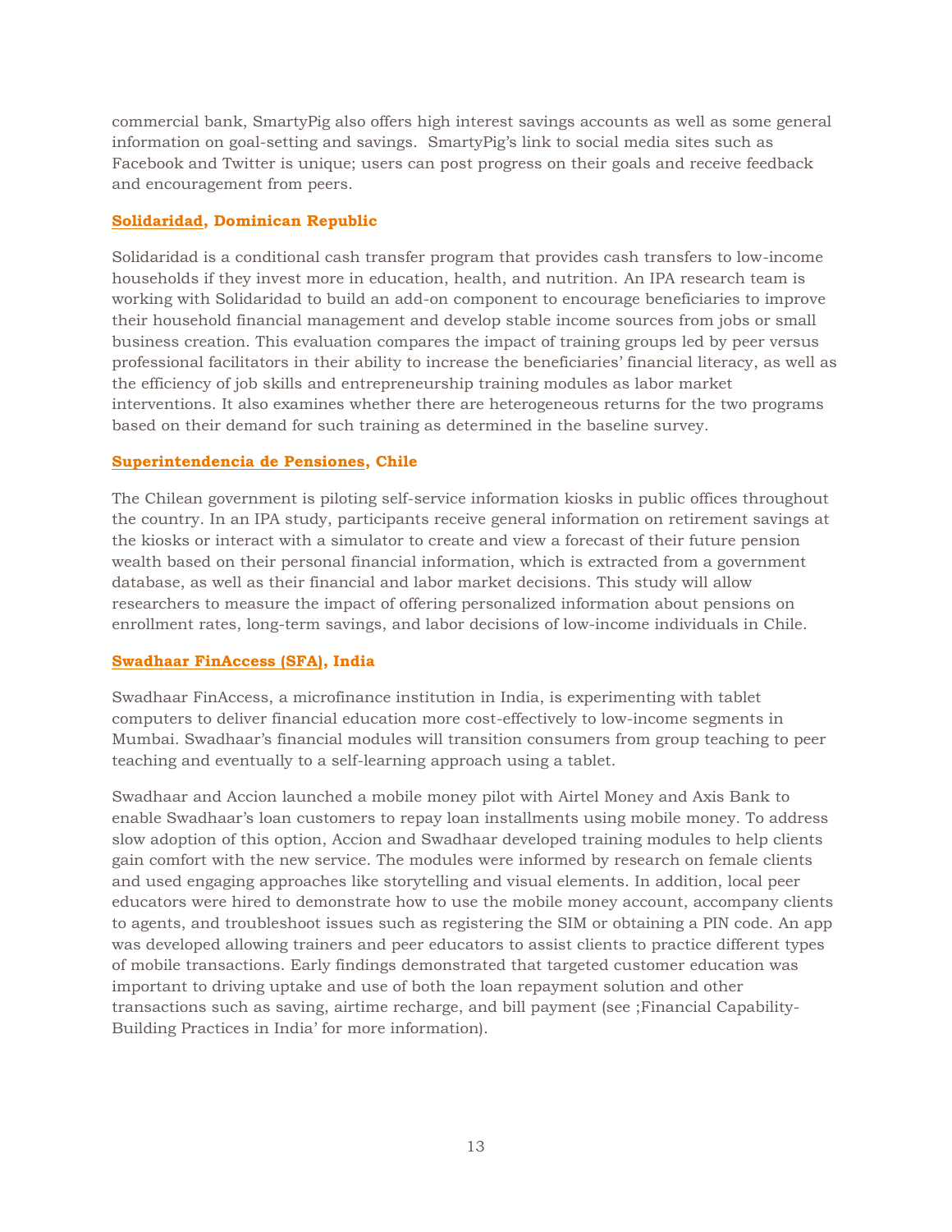commercial bank, SmartyPig also offers high interest savings accounts as well as some general information on goal-setting and savings. SmartyPig's link to social media sites such as Facebook and Twitter is unique; users can post progress on their goals and receive feedback and encouragement from peers.

**Solidaridad, Dominican Republic**

Solidaridad is a conditional cash transfer program that provides cash transfers to low-income households if they invest more in education, health, and nutrition. An IPA research team is working with Solidaridad to build an add-on component to encourage beneficiaries to improve their household financial management and develop stable income sources from jobs or small business creation. This evaluation compares the impact of training groups led by peer versus professional facilitators in their ability to increase the beneficiaries' financial literacy, as well as the efficiency of job skills and entrepreneurship training modules as labor market interventions. It also examines whether there are heterogeneous returns for the two programs based on their demand for such training as determined in the baseline survey.

**Superintendencia de Pensiones, Chile**

The Chilean government is piloting self-service information kiosks in public offices throughout the country. In an IPA study, participants receive general information on retirement savings at the kiosks or interact with a simulator to create and view a forecast of their future pension wealth based on their personal financial information, which is extracted from a government database, as well as their financial and labor market decisions. This study will allow researchers to measure the impact of offering personalized information about pensions on enrollment rates, long-term savings, and labor decisions of low-income individuals in Chile.

**Swadhaar FinAccess (SFA), India**

Swadhaar FinAccess, a microfinance institution in India, is experimenting with tablet computers to deliver financial education more cost-effectively to low-income segments in Mumbai. Swadhaar's financial modules will transition consumers from group teaching to peer teaching and eventually to a self-learning approach using a tablet.

Swadhaar and Accion launched a mobile money pilot with Airtel Money and Axis Bank to enable Swadhaar's loan customers to repay loan installments using mobile money. To address slow adoption of this option, Accion and Swadhaar developed training modules to help clients gain comfort with the new service. The modules were informed by research on female clients and used engaging approaches like storytelling and visual elements. In addition, local peer educators were hired to demonstrate how to use the mobile money account, accompany clients to agents, and troubleshoot issues such as registering the SIM or obtaining a PIN code. An app was developed allowing trainers and peer educators to assist clients to practice different types of mobile transactions. Early findings demonstrated that targeted customer education was important to driving uptake and use of both the loan repayment solution and other transactions such as saving, airtime recharge, and bill payment (see ;Financial Capability-Building Practices in India' for more information).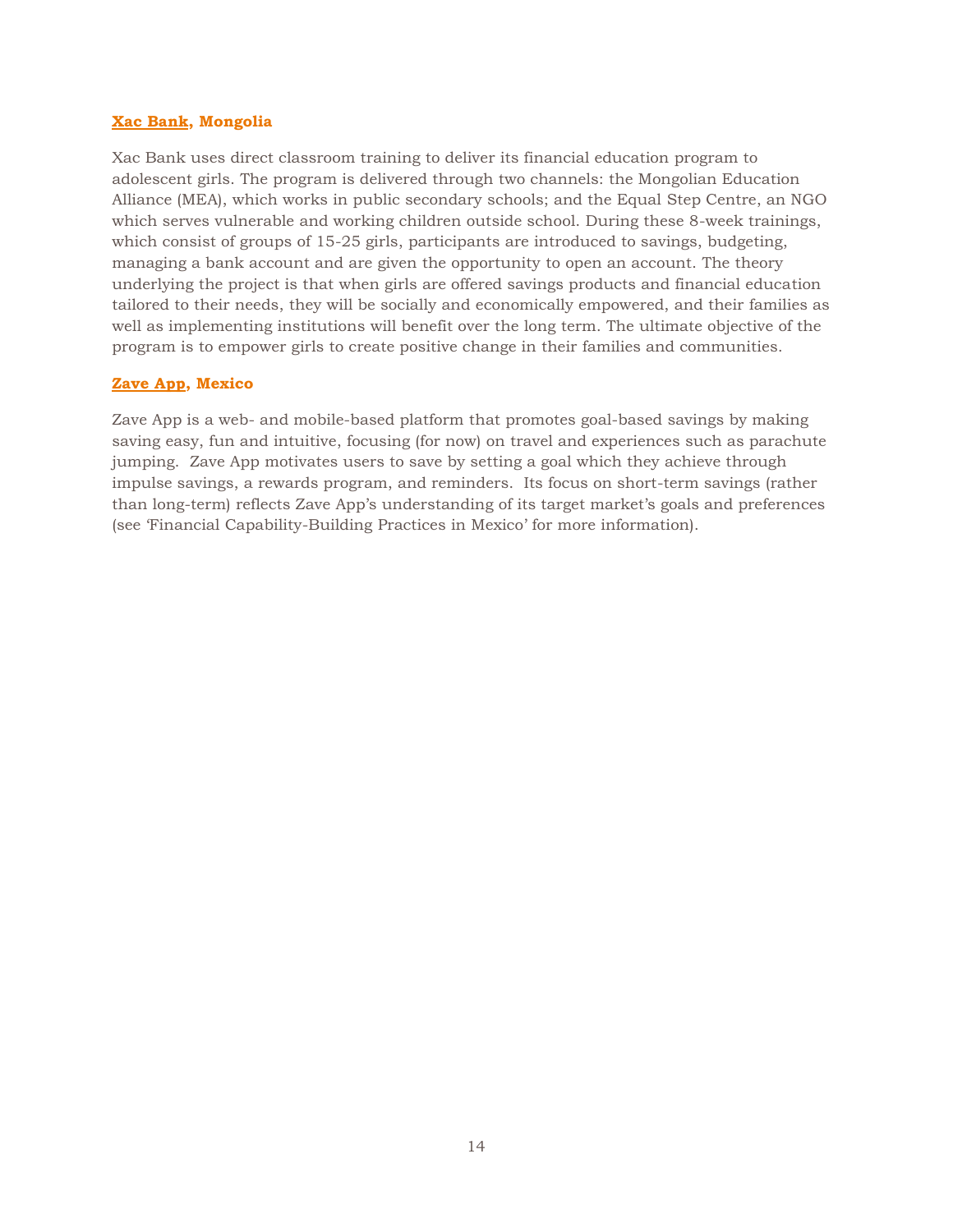**Xac Bank, Mongolia**

Xac Bank uses direct classroom training to deliver its financial education program to adolescent girls. The program is delivered through two channels: the Mongolian Education Alliance (MEA), which works in public secondary schools; and the Equal Step Centre, an NGO which serves vulnerable and working children outside school. During these 8-week trainings, which consist of groups of 15-25 girls, participants are introduced to savings, budgeting, managing a bank account and are given the opportunity to open an account. The theory underlying the project is that when girls are offered savings products and financial education tailored to their needs, they will be socially and economically empowered, and their families as well as implementing institutions will benefit over the long term. The ultimate objective of the program is to empower girls to create positive change in their families and communities.

**Zave App, Mexico**

Zave App is a web- and mobile-based platform that promotes goal-based savings by making saving easy, fun and intuitive, focusing (for now) on travel and experiences such as parachute jumping. Zave App motivates users to save by setting a goal which they achieve through impulse savings, a rewards program, and reminders. Its focus on short-term savings (rather than long-term) reflects Zave App's understanding of its target market's goals and preferences (see 'Financial Capability-Building Practices in Mexico' for more information).